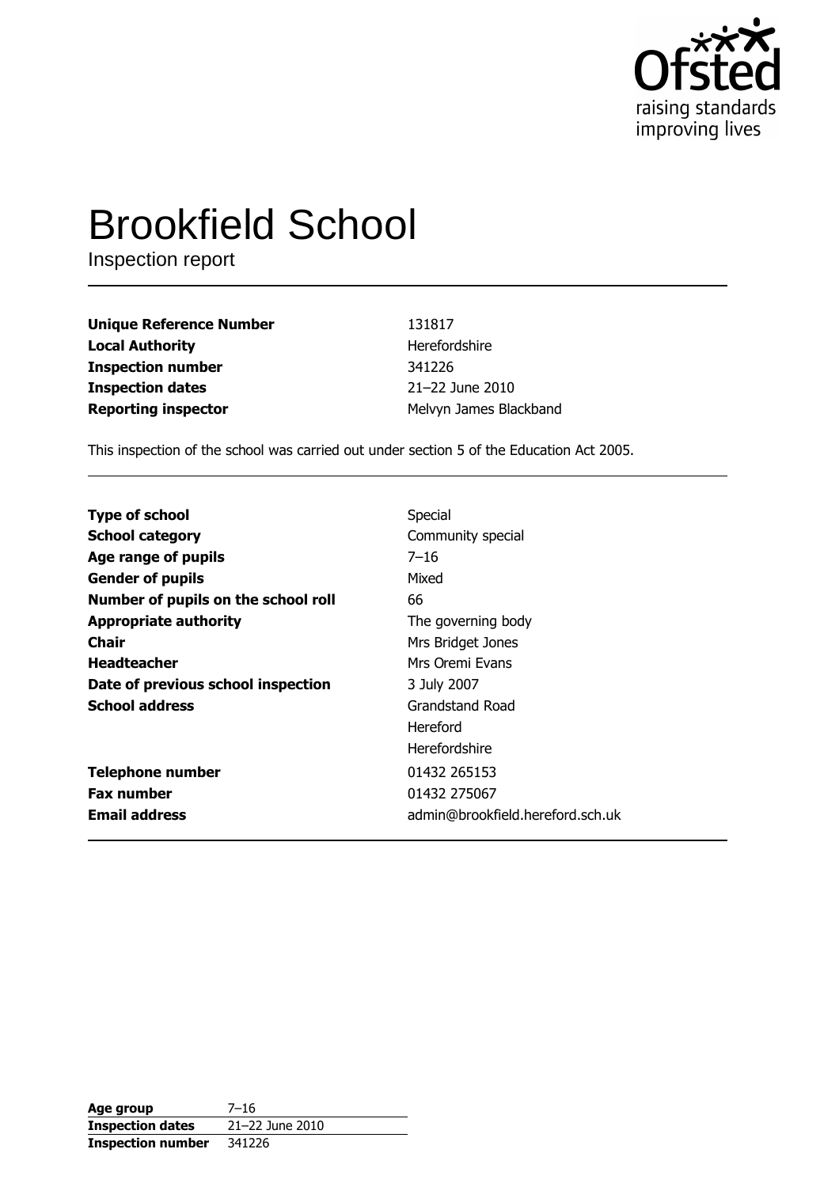# Brookfield School

Inspection report

| | |
|---|---|
| **Unique Reference Number** | 131817 |
| **Local Authority** | Herefordshire |
| **Inspection number** | 341226 |
| **Inspection dates** | 21–22 June 2010 |
| **Reporting inspector** | Melvyn James Blackband |

This inspection of the school was carried out under section 5 of the Education Act 2005.

| | |
|---|---|
| **Type of school** | Special |
| **School category** | Community special |
| **Age range of pupils** | 7–16 |
| **Gender of pupils** | Mixed |
| **Number of pupils on the school roll** | 66 |
| **Appropriate authority** | The governing body |
| **Chair** | Mrs Bridget Jones |
| **Headteacher** | Mrs Oremi Evans |
| **Date of previous school inspection** | 3 July 2007 |
| **School address** | Grandstand Road<br>Hereford<br>Herefordshire |
| **Telephone number** | 01432 265153 |
| **Fax number** | 01432 275067 |
| **Email address** | admin@brookfield.hereford.sch.uk |

| | |
|---|---|
| **Age group** | 7–16 |
| **Inspection dates** | 21–22 June 2010 |
| **Inspection number** | 341226 |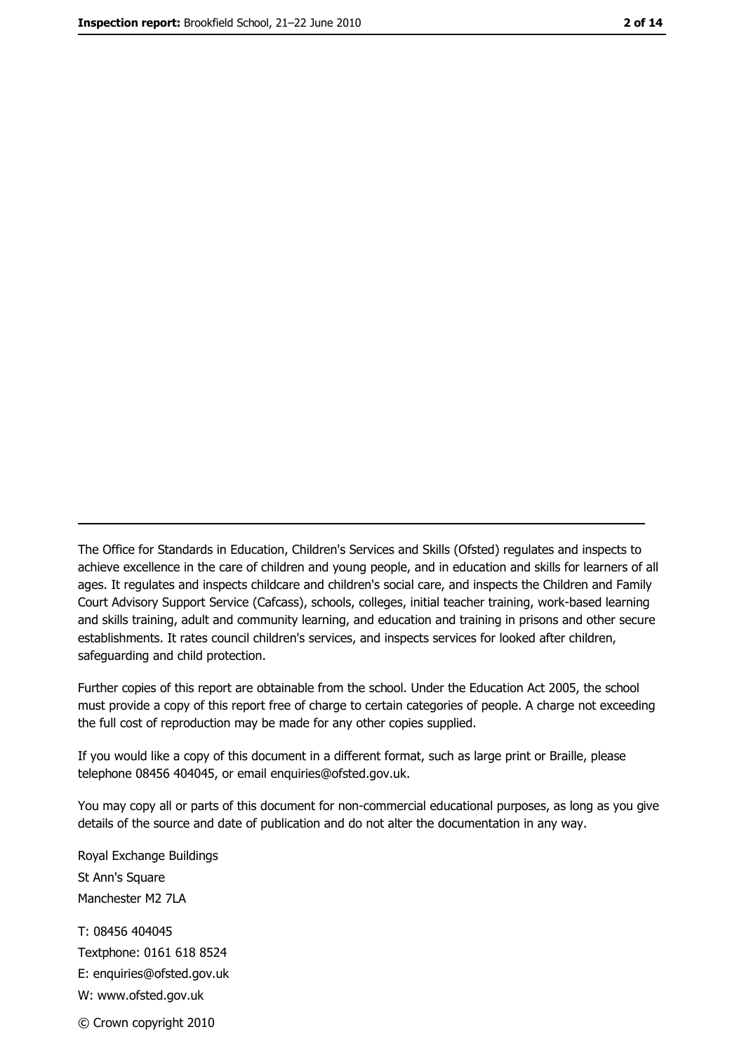The Office for Standards in Education, Children's Services and Skills (Ofsted) regulates and inspects to achieve excellence in the care of children and young people, and in education and skills for learners of all ages. It regulates and inspects childcare and children's social care, and inspects the Children and Family Court Advisory Support Service (Cafcass), schools, colleges, initial teacher training, work-based learning and skills training, adult and community learning, and education and training in prisons and other secure establishments. It rates council children's services, and inspects services for looked after children, safeguarding and child protection.

Further copies of this report are obtainable from the school. Under the Education Act 2005, the school must provide a copy of this report free of charge to certain categories of people. A charge not exceeding the full cost of reproduction may be made for any other copies supplied.

If you would like a copy of this document in a different format, such as large print or Braille, please telephone 08456 404045, or email enquiries@ofsted.gov.uk.

You may copy all or parts of this document for non-commercial educational purposes, as long as you give details of the source and date of publication and do not alter the documentation in any way.

Royal Exchange Buildings
St Ann's Square
Manchester M2 7LA

T: 08456 404045
Textphone: 0161 618 8524
E: enquiries@ofsted.gov.uk
W: www.ofsted.gov.uk

© Crown copyright 2010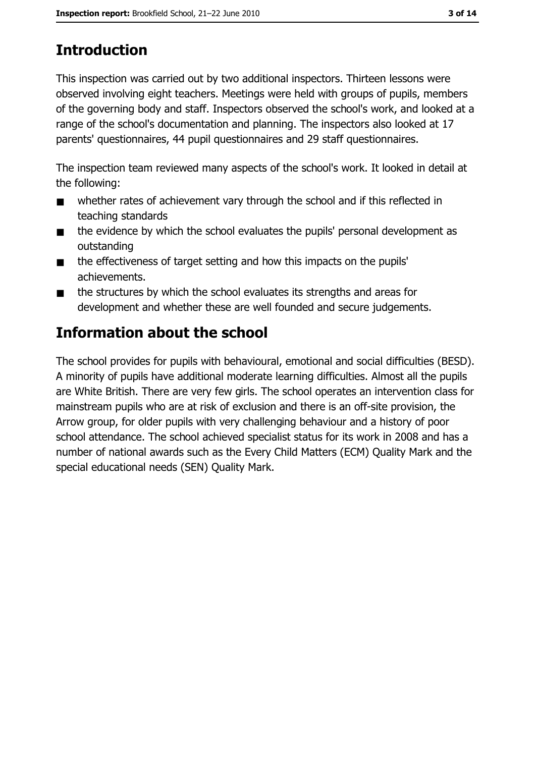## Introduction

This inspection was carried out by two additional inspectors. Thirteen lessons were observed involving eight teachers. Meetings were held with groups of pupils, members of the governing body and staff. Inspectors observed the school's work, and looked at a range of the school's documentation and planning. The inspectors also looked at 17 parents' questionnaires, 44 pupil questionnaires and 29 staff questionnaires.

The inspection team reviewed many aspects of the school's work. It looked in detail at the following:

- whether rates of achievement vary through the school and if this reflected in teaching standards
- the evidence by which the school evaluates the pupils' personal development as outstanding
- the effectiveness of target setting and how this impacts on the pupils' achievements.
- the structures by which the school evaluates its strengths and areas for development and whether these are well founded and secure judgements.

## Information about the school

The school provides for pupils with behavioural, emotional and social difficulties (BESD). A minority of pupils have additional moderate learning difficulties. Almost all the pupils are White British. There are very few girls. The school operates an intervention class for mainstream pupils who are at risk of exclusion and there is an off-site provision, the Arrow group, for older pupils with very challenging behaviour and a history of poor school attendance. The school achieved specialist status for its work in 2008 and has a number of national awards such as the Every Child Matters (ECM) Quality Mark and the special educational needs (SEN) Quality Mark.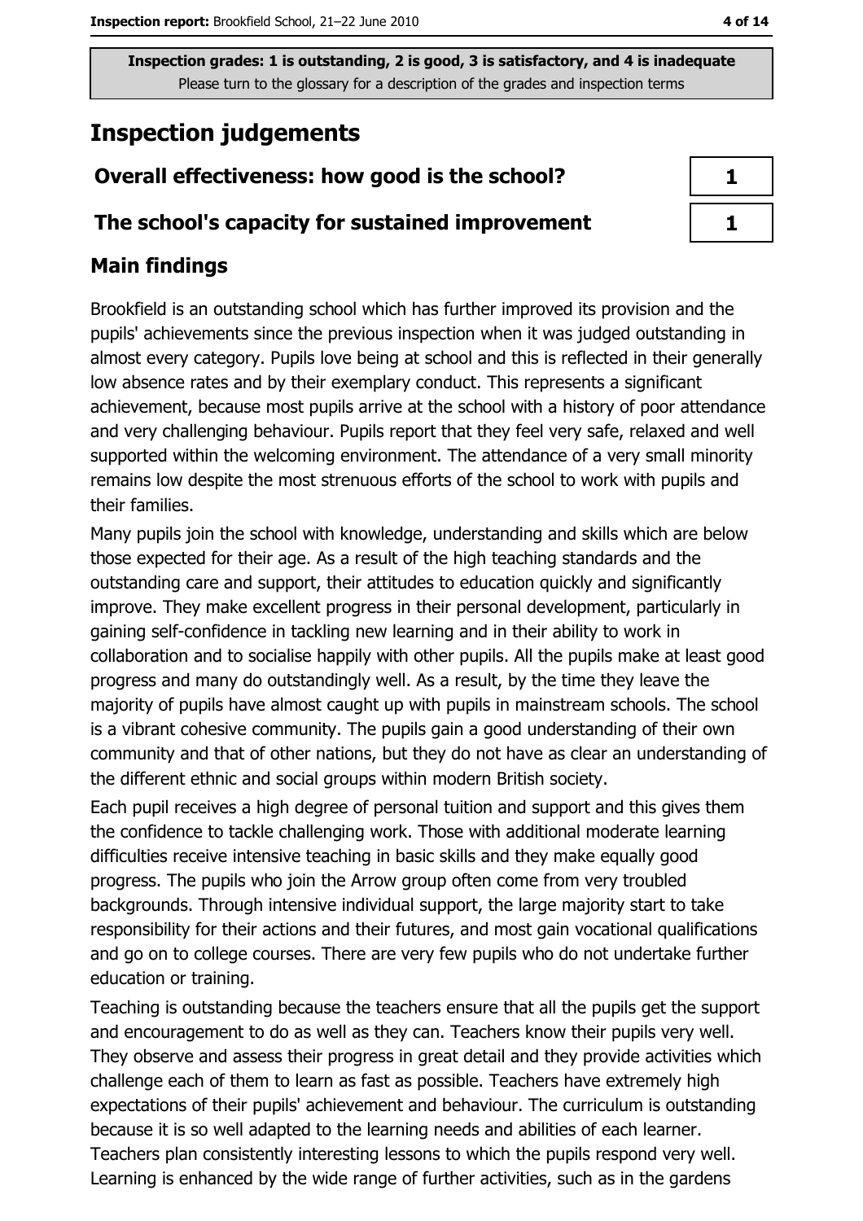**Inspection grades: 1 is outstanding, 2 is good, 3 is satisfactory, and 4 is inadequate**
Please turn to the glossary for a description of the grades and inspection terms

## Inspection judgements

| | |
|---|---|
| **Overall effectiveness: how good is the school?** | **1** |
| **The school's capacity for sustained improvement** | **1** |

### Main findings

Brookfield is an outstanding school which has further improved its provision and the pupils' achievements since the previous inspection when it was judged outstanding in almost every category. Pupils love being at school and this is reflected in their generally low absence rates and by their exemplary conduct. This represents a significant achievement, because most pupils arrive at the school with a history of poor attendance and very challenging behaviour. Pupils report that they feel very safe, relaxed and well supported within the welcoming environment. The attendance of a very small minority remains low despite the most strenuous efforts of the school to work with pupils and their families.

Many pupils join the school with knowledge, understanding and skills which are below those expected for their age. As a result of the high teaching standards and the outstanding care and support, their attitudes to education quickly and significantly improve. They make excellent progress in their personal development, particularly in gaining self-confidence in tackling new learning and in their ability to work in collaboration and to socialise happily with other pupils. All the pupils make at least good progress and many do outstandingly well. As a result, by the time they leave the majority of pupils have almost caught up with pupils in mainstream schools. The school is a vibrant cohesive community. The pupils gain a good understanding of their own community and that of other nations, but they do not have as clear an understanding of the different ethnic and social groups within modern British society.

Each pupil receives a high degree of personal tuition and support and this gives them the confidence to tackle challenging work. Those with additional moderate learning difficulties receive intensive teaching in basic skills and they make equally good progress. The pupils who join the Arrow group often come from very troubled backgrounds. Through intensive individual support, the large majority start to take responsibility for their actions and their futures, and most gain vocational qualifications and go on to college courses. There are very few pupils who do not undertake further education or training.

Teaching is outstanding because the teachers ensure that all the pupils get the support and encouragement to do as well as they can. Teachers know their pupils very well. They observe and assess their progress in great detail and they provide activities which challenge each of them to learn as fast as possible. Teachers have extremely high expectations of their pupils' achievement and behaviour. The curriculum is outstanding because it is so well adapted to the learning needs and abilities of each learner. Teachers plan consistently interesting lessons to which the pupils respond very well. Learning is enhanced by the wide range of further activities, such as in the gardens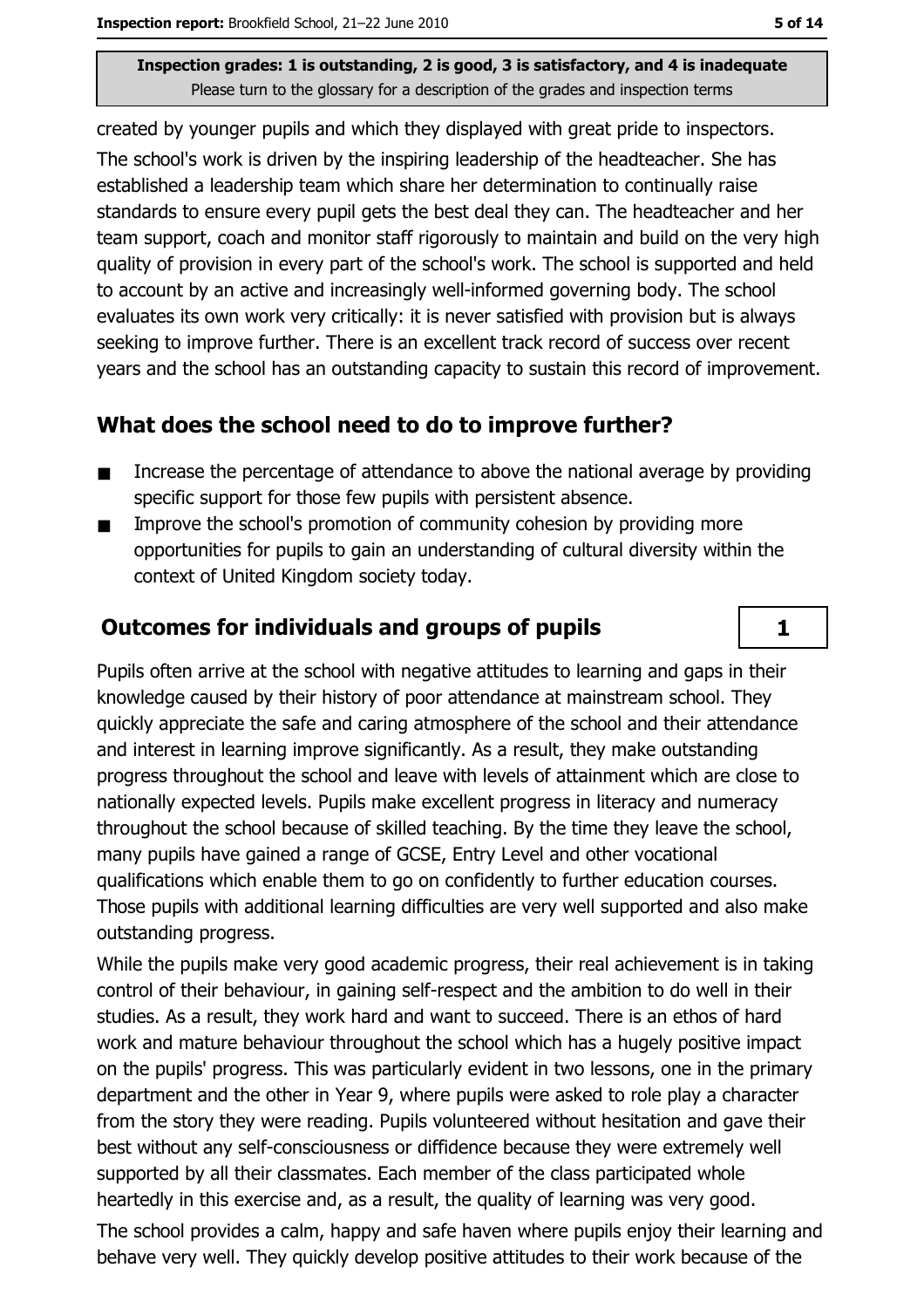**Inspection grades: 1 is outstanding, 2 is good, 3 is satisfactory, and 4 is inadequate**
Please turn to the glossary for a description of the grades and inspection terms

created by younger pupils and which they displayed with great pride to inspectors.

The school's work is driven by the inspiring leadership of the headteacher. She has established a leadership team which share her determination to continually raise standards to ensure every pupil gets the best deal they can. The headteacher and her team support, coach and monitor staff rigorously to maintain and build on the very high quality of provision in every part of the school's work. The school is supported and held to account by an active and increasingly well-informed governing body. The school evaluates its own work very critically: it is never satisfied with provision but is always seeking to improve further. There is an excellent track record of success over recent years and the school has an outstanding capacity to sustain this record of improvement.

## What does the school need to do to improve further?

- Increase the percentage of attendance to above the national average by providing specific support for those few pupils with persistent absence.
- Improve the school's promotion of community cohesion by providing more opportunities for pupils to gain an understanding of cultural diversity within the context of United Kingdom society today.

## Outcomes for individuals and groups of pupils

**1**

Pupils often arrive at the school with negative attitudes to learning and gaps in their knowledge caused by their history of poor attendance at mainstream school. They quickly appreciate the safe and caring atmosphere of the school and their attendance and interest in learning improve significantly. As a result, they make outstanding progress throughout the school and leave with levels of attainment which are close to nationally expected levels. Pupils make excellent progress in literacy and numeracy throughout the school because of skilled teaching. By the time they leave the school, many pupils have gained a range of GCSE, Entry Level and other vocational qualifications which enable them to go on confidently to further education courses. Those pupils with additional learning difficulties are very well supported and also make outstanding progress.

While the pupils make very good academic progress, their real achievement is in taking control of their behaviour, in gaining self-respect and the ambition to do well in their studies. As a result, they work hard and want to succeed. There is an ethos of hard work and mature behaviour throughout the school which has a hugely positive impact on the pupils' progress. This was particularly evident in two lessons, one in the primary department and the other in Year 9, where pupils were asked to role play a character from the story they were reading. Pupils volunteered without hesitation and gave their best without any self-consciousness or diffidence because they were extremely well supported by all their classmates. Each member of the class participated whole heartedly in this exercise and, as a result, the quality of learning was very good.

The school provides a calm, happy and safe haven where pupils enjoy their learning and behave very well. They quickly develop positive attitudes to their work because of the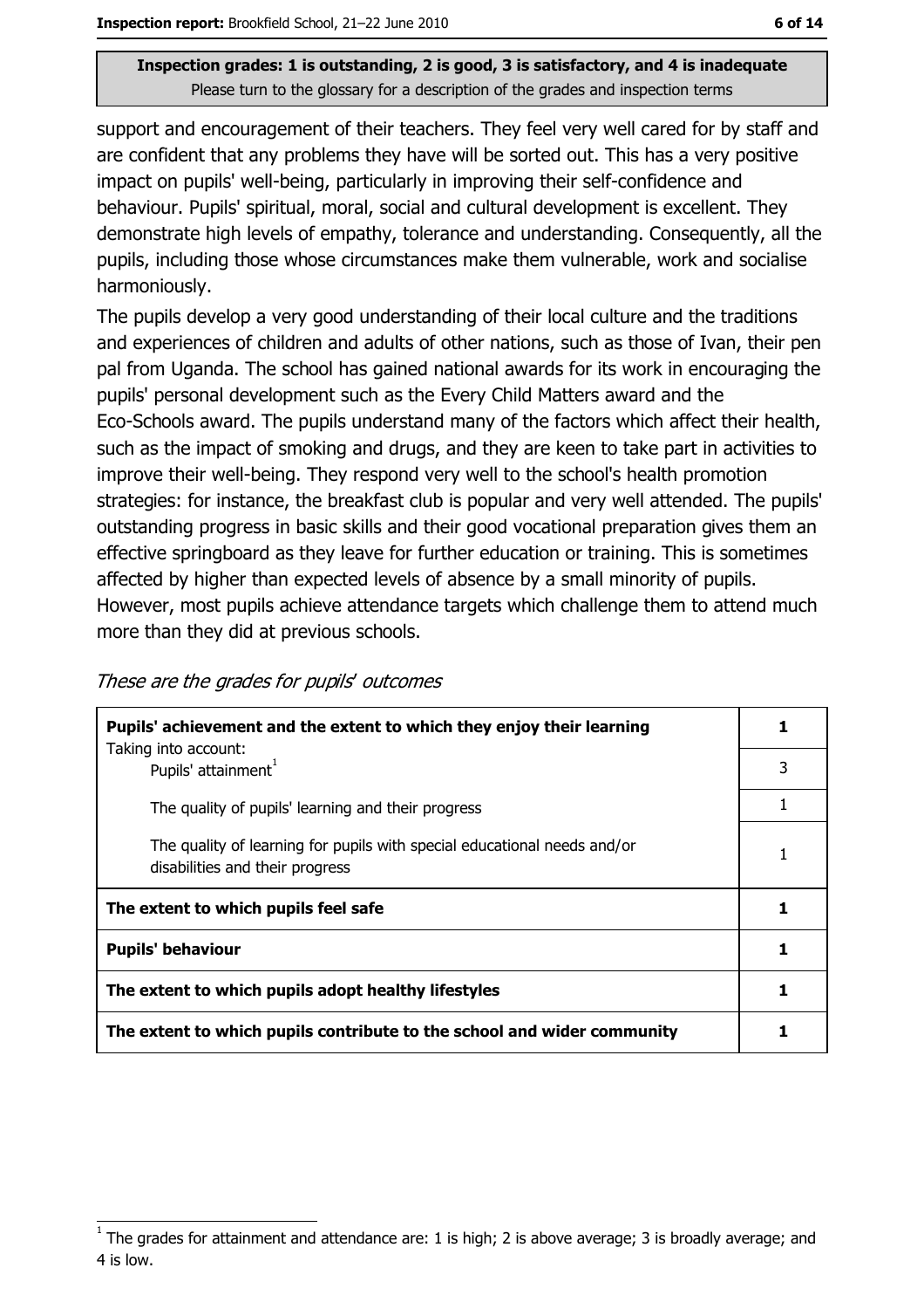**Inspection grades: 1 is outstanding, 2 is good, 3 is satisfactory, and 4 is inadequate**
Please turn to the glossary for a description of the grades and inspection terms

support and encouragement of their teachers. They feel very well cared for by staff and are confident that any problems they have will be sorted out. This has a very positive impact on pupils' well-being, particularly in improving their self-confidence and behaviour. Pupils' spiritual, moral, social and cultural development is excellent. They demonstrate high levels of empathy, tolerance and understanding. Consequently, all the pupils, including those whose circumstances make them vulnerable, work and socialise harmoniously.

The pupils develop a very good understanding of their local culture and the traditions and experiences of children and adults of other nations, such as those of Ivan, their pen pal from Uganda. The school has gained national awards for its work in encouraging the pupils' personal development such as the Every Child Matters award and the Eco-Schools award. The pupils understand many of the factors which affect their health, such as the impact of smoking and drugs, and they are keen to take part in activities to improve their well-being. They respond very well to the school's health promotion strategies: for instance, the breakfast club is popular and very well attended. The pupils' outstanding progress in basic skills and their good vocational preparation gives them an effective springboard as they leave for further education or training. This is sometimes affected by higher than expected levels of absence by a small minority of pupils. However, most pupils achieve attendance targets which challenge them to attend much more than they did at previous schools.

*These are the grades for pupils' outcomes*

| | |
|---|---|
| **Pupils' achievement and the extent to which they enjoy their learning** | **1** |
| Taking into account: Pupils' attainment[1] | 3 |
| The quality of pupils' learning and their progress | 1 |
| The quality of learning for pupils with special educational needs and/or disabilities and their progress | 1 |
| **The extent to which pupils feel safe** | **1** |
| **Pupils' behaviour** | **1** |
| **The extent to which pupils adopt healthy lifestyles** | **1** |
| **The extent to which pupils contribute to the school and wider community** | **1** |

[1] The grades for attainment and attendance are: 1 is high; 2 is above average; 3 is broadly average; and 4 is low.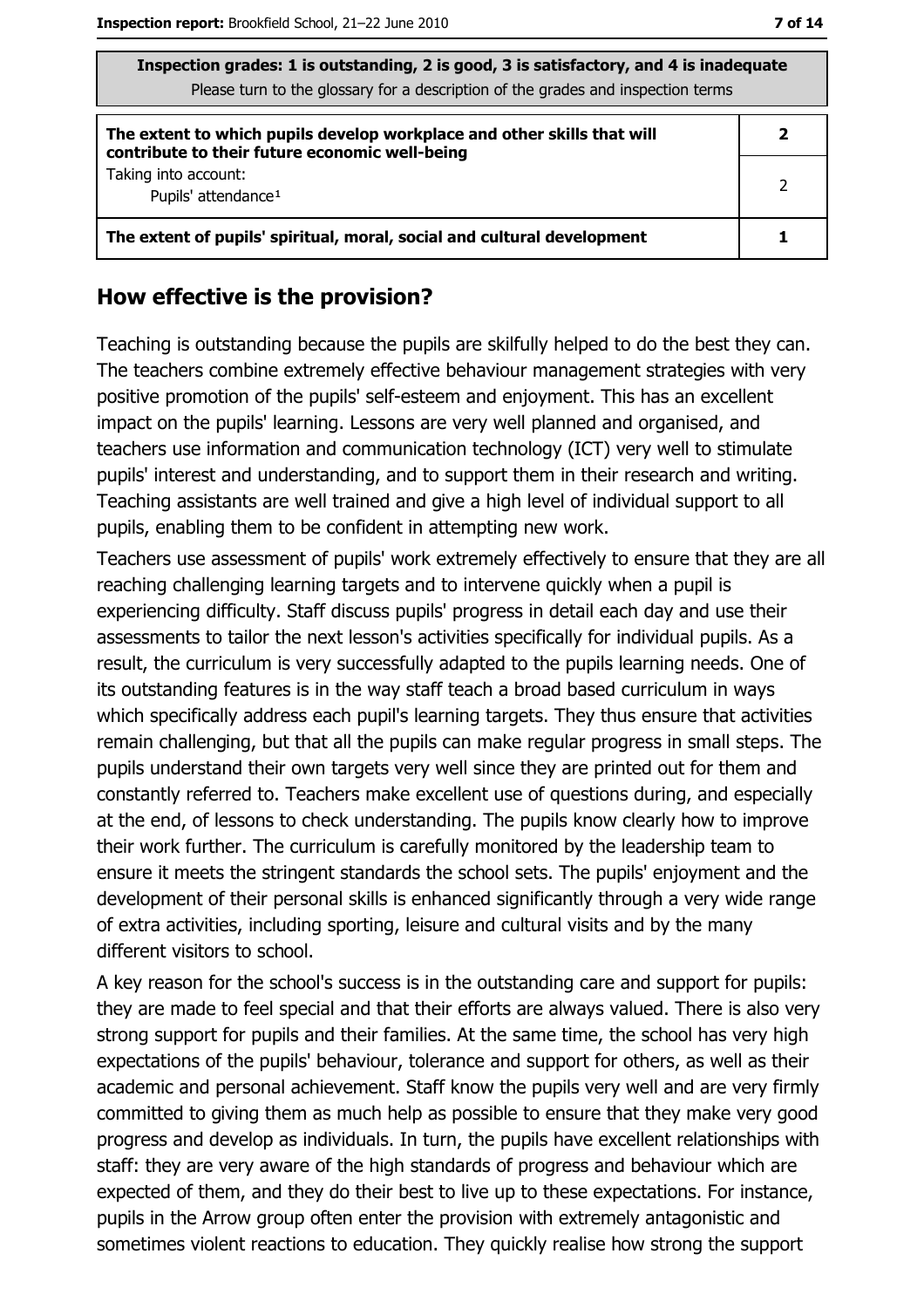| Inspection grades: 1 is outstanding, 2 is good, 3 is satisfactory, and 4 is inadequate<br>Please turn to the glossary for a description of the grades and inspection terms | |
|---|---|
| **The extent to which pupils develop workplace and other skills that will contribute to their future economic well-being** | **2** |
| Taking into account:<br>Pupils' attendance[1] | 2 |
| **The extent of pupils' spiritual, moral, social and cultural development** | **1** |

## How effective is the provision?

Teaching is outstanding because the pupils are skilfully helped to do the best they can. The teachers combine extremely effective behaviour management strategies with very positive promotion of the pupils' self-esteem and enjoyment. This has an excellent impact on the pupils' learning. Lessons are very well planned and organised, and teachers use information and communication technology (ICT) very well to stimulate pupils' interest and understanding, and to support them in their research and writing. Teaching assistants are well trained and give a high level of individual support to all pupils, enabling them to be confident in attempting new work.

Teachers use assessment of pupils' work extremely effectively to ensure that they are all reaching challenging learning targets and to intervene quickly when a pupil is experiencing difficulty. Staff discuss pupils' progress in detail each day and use their assessments to tailor the next lesson's activities specifically for individual pupils. As a result, the curriculum is very successfully adapted to the pupils learning needs. One of its outstanding features is in the way staff teach a broad based curriculum in ways which specifically address each pupil's learning targets. They thus ensure that activities remain challenging, but that all the pupils can make regular progress in small steps. The pupils understand their own targets very well since they are printed out for them and constantly referred to. Teachers make excellent use of questions during, and especially at the end, of lessons to check understanding. The pupils know clearly how to improve their work further. The curriculum is carefully monitored by the leadership team to ensure it meets the stringent standards the school sets. The pupils' enjoyment and the development of their personal skills is enhanced significantly through a very wide range of extra activities, including sporting, leisure and cultural visits and by the many different visitors to school.

A key reason for the school's success is in the outstanding care and support for pupils: they are made to feel special and that their efforts are always valued. There is also very strong support for pupils and their families. At the same time, the school has very high expectations of the pupils' behaviour, tolerance and support for others, as well as their academic and personal achievement. Staff know the pupils very well and are very firmly committed to giving them as much help as possible to ensure that they make very good progress and develop as individuals. In turn, the pupils have excellent relationships with staff: they are very aware of the high standards of progress and behaviour which are expected of them, and they do their best to live up to these expectations. For instance, pupils in the Arrow group often enter the provision with extremely antagonistic and sometimes violent reactions to education. They quickly realise how strong the support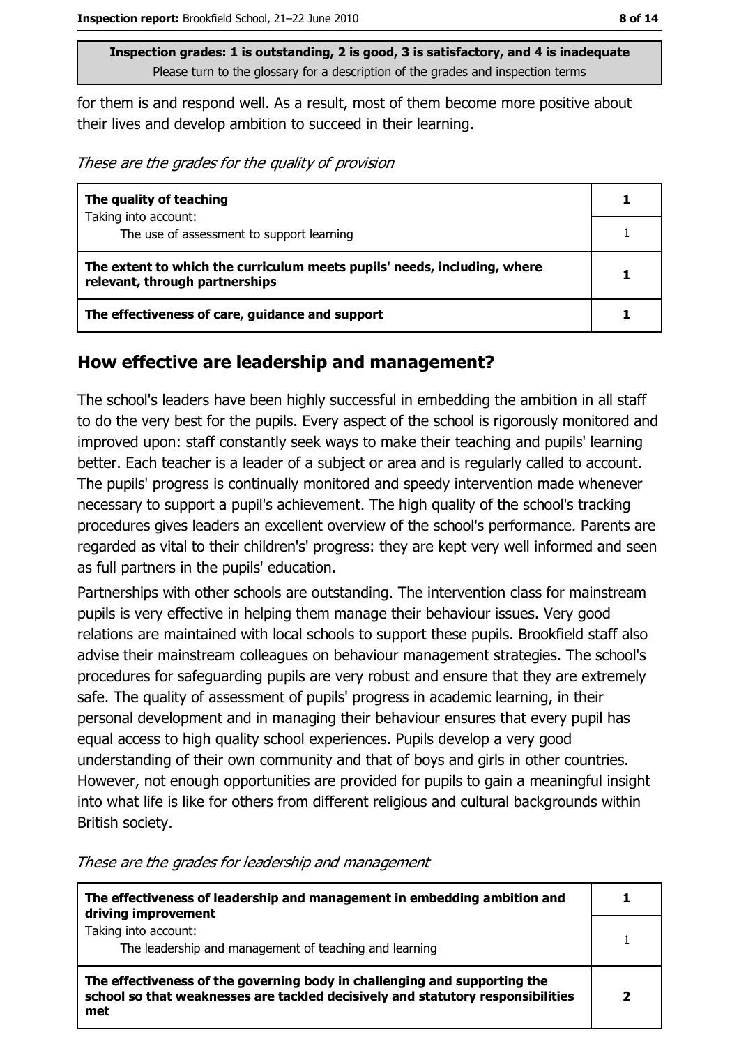**Inspection grades: 1 is outstanding, 2 is good, 3 is satisfactory, and 4 is inadequate**
Please turn to the glossary for a description of the grades and inspection terms

for them is and respond well. As a result, most of them become more positive about their lives and develop ambition to succeed in their learning.

*These are the grades for the quality of provision*

| | |
|---|---|
| **The quality of teaching** | **1** |
| Taking into account:<br>The use of assessment to support learning | 1 |
| **The extent to which the curriculum meets pupils' needs, including, where relevant, through partnerships** | **1** |
| **The effectiveness of care, guidance and support** | **1** |

## How effective are leadership and management?

The school's leaders have been highly successful in embedding the ambition in all staff to do the very best for the pupils. Every aspect of the school is rigorously monitored and improved upon: staff constantly seek ways to make their teaching and pupils' learning better. Each teacher is a leader of a subject or area and is regularly called to account. The pupils' progress is continually monitored and speedy intervention made whenever necessary to support a pupil's achievement. The high quality of the school's tracking procedures gives leaders an excellent overview of the school's performance. Parents are regarded as vital to their children's' progress: they are kept very well informed and seen as full partners in the pupils' education.

Partnerships with other schools are outstanding. The intervention class for mainstream pupils is very effective in helping them manage their behaviour issues. Very good relations are maintained with local schools to support these pupils. Brookfield staff also advise their mainstream colleagues on behaviour management strategies. The school's procedures for safeguarding pupils are very robust and ensure that they are extremely safe. The quality of assessment of pupils' progress in academic learning, in their personal development and in managing their behaviour ensures that every pupil has equal access to high quality school experiences. Pupils develop a very good understanding of their own community and that of boys and girls in other countries. However, not enough opportunities are provided for pupils to gain a meaningful insight into what life is like for others from different religious and cultural backgrounds within British society.

*These are the grades for leadership and management*

| | |
|---|---|
| **The effectiveness of leadership and management in embedding ambition and driving improvement** | **1** |
| Taking into account:<br>The leadership and management of teaching and learning | 1 |
| **The effectiveness of the governing body in challenging and supporting the school so that weaknesses are tackled decisively and statutory responsibilities met** | **2** |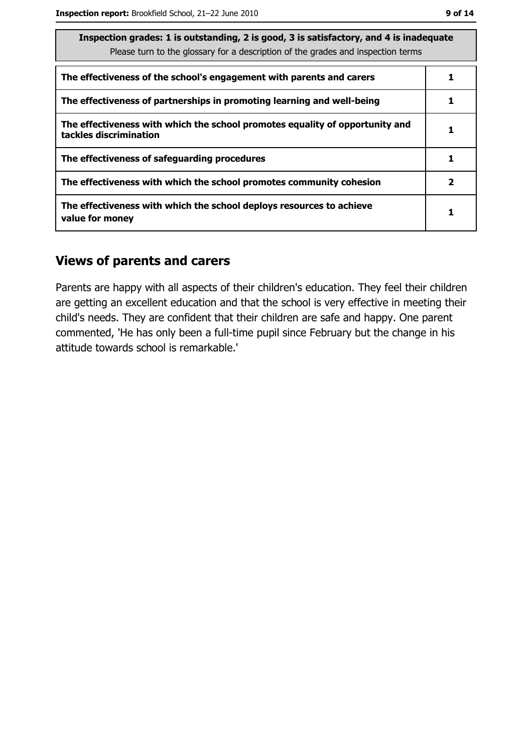| Inspection grades: 1 is outstanding, 2 is good, 3 is satisfactory, and 4 is inadequate<br>Please turn to the glossary for a description of the grades and inspection terms | |
|---|---|
| **The effectiveness of the school's engagement with parents and carers** | **1** |
| **The effectiveness of partnerships in promoting learning and well-being** | **1** |
| **The effectiveness with which the school promotes equality of opportunity and tackles discrimination** | **1** |
| **The effectiveness of safeguarding procedures** | **1** |
| **The effectiveness with which the school promotes community cohesion** | **2** |
| **The effectiveness with which the school deploys resources to achieve value for money** | **1** |

## Views of parents and carers

Parents are happy with all aspects of their children's education. They feel their children are getting an excellent education and that the school is very effective in meeting their child's needs. They are confident that their children are safe and happy. One parent commented, 'He has only been a full-time pupil since February but the change in his attitude towards school is remarkable.'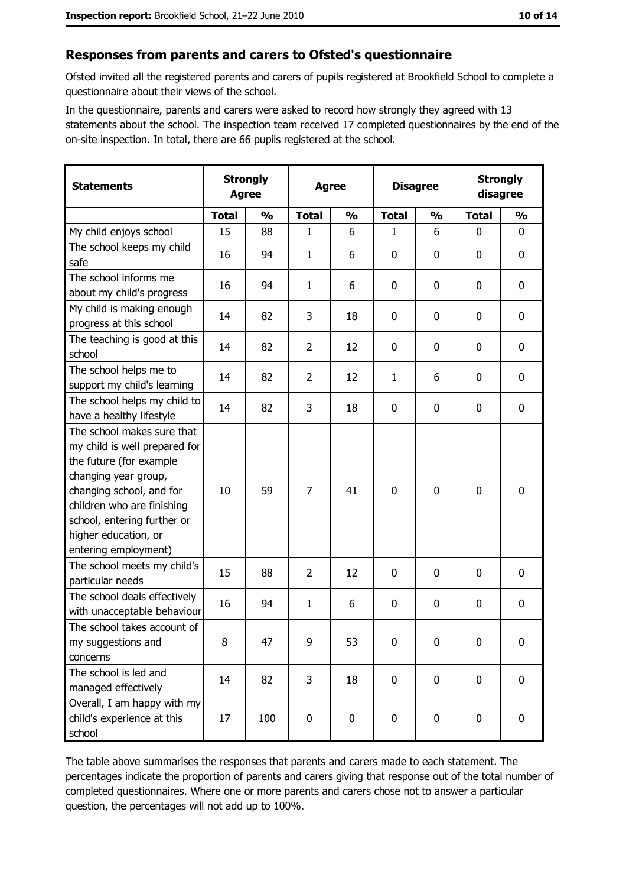## Responses from parents and carers to Ofsted's questionnaire

Ofsted invited all the registered parents and carers of pupils registered at Brookfield School to complete a questionnaire about their views of the school.

In the questionnaire, parents and carers were asked to record how strongly they agreed with 13 statements about the school. The inspection team received 17 completed questionnaires by the end of the on-site inspection. In total, there are 66 pupils registered at the school.

| Statements | Strongly Agree | | Agree | | Disagree | | Strongly disagree | |
|---|---|---|---|---|---|---|---|---|
| | Total | % | Total | % | Total | % | Total | % |
| My child enjoys school | 15 | 88 | 1 | 6 | 1 | 6 | 0 | 0 |
| The school keeps my child safe | 16 | 94 | 1 | 6 | 0 | 0 | 0 | 0 |
| The school informs me about my child's progress | 16 | 94 | 1 | 6 | 0 | 0 | 0 | 0 |
| My child is making enough progress at this school | 14 | 82 | 3 | 18 | 0 | 0 | 0 | 0 |
| The teaching is good at this school | 14 | 82 | 2 | 12 | 0 | 0 | 0 | 0 |
| The school helps me to support my child's learning | 14 | 82 | 2 | 12 | 1 | 6 | 0 | 0 |
| The school helps my child to have a healthy lifestyle | 14 | 82 | 3 | 18 | 0 | 0 | 0 | 0 |
| The school makes sure that my child is well prepared for the future (for example changing year group, changing school, and for children who are finishing school, entering further or higher education, or entering employment) | 10 | 59 | 7 | 41 | 0 | 0 | 0 | 0 |
| The school meets my child's particular needs | 15 | 88 | 2 | 12 | 0 | 0 | 0 | 0 |
| The school deals effectively with unacceptable behaviour | 16 | 94 | 1 | 6 | 0 | 0 | 0 | 0 |
| The school takes account of my suggestions and concerns | 8 | 47 | 9 | 53 | 0 | 0 | 0 | 0 |
| The school is led and managed effectively | 14 | 82 | 3 | 18 | 0 | 0 | 0 | 0 |
| Overall, I am happy with my child's experience at this school | 17 | 100 | 0 | 0 | 0 | 0 | 0 | 0 |

The table above summarises the responses that parents and carers made to each statement. The percentages indicate the proportion of parents and carers giving that response out of the total number of completed questionnaires. Where one or more parents and carers chose not to answer a particular question, the percentages will not add up to 100%.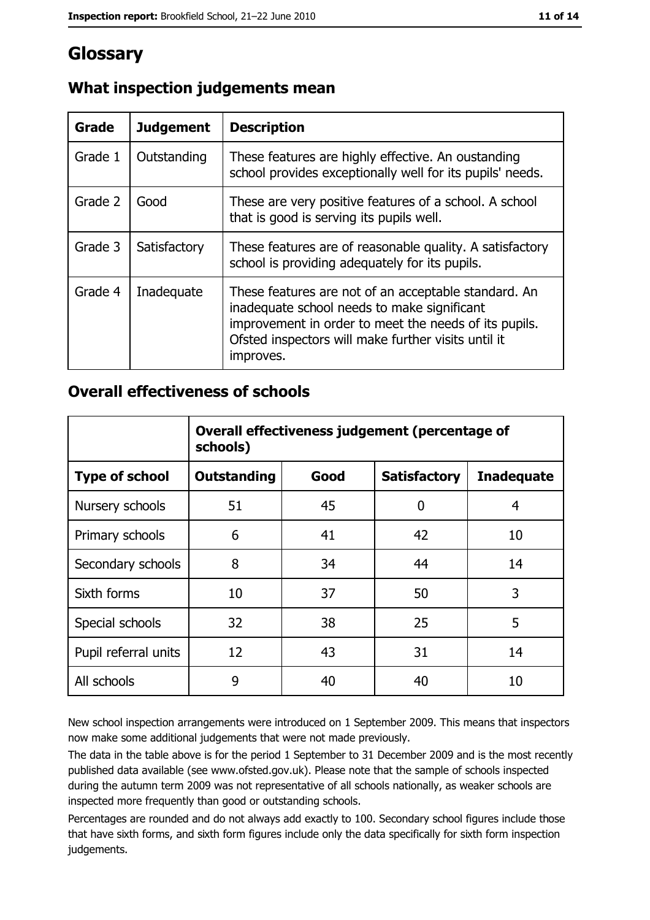# Glossary

## What inspection judgements mean

| Grade | Judgement | Description |
|---|---|---|
| Grade 1 | Outstanding | These features are highly effective. An oustanding school provides exceptionally well for its pupils' needs. |
| Grade 2 | Good | These are very positive features of a school. A school that is good is serving its pupils well. |
| Grade 3 | Satisfactory | These features are of reasonable quality. A satisfactory school is providing adequately for its pupils. |
| Grade 4 | Inadequate | These features are not of an acceptable standard. An inadequate school needs to make significant improvement in order to meet the needs of its pupils. Ofsted inspectors will make further visits until it improves. |

## Overall effectiveness of schools

| | **Overall effectiveness judgement (percentage of schools)** | | | |
|---|---|---|---|---|
| **Type of school** | **Outstanding** | **Good** | **Satisfactory** | **Inadequate** |
| Nursery schools | 51 | 45 | 0 | 4 |
| Primary schools | 6 | 41 | 42 | 10 |
| Secondary schools | 8 | 34 | 44 | 14 |
| Sixth forms | 10 | 37 | 50 | 3 |
| Special schools | 32 | 38 | 25 | 5 |
| Pupil referral units | 12 | 43 | 31 | 14 |
| All schools | 9 | 40 | 40 | 10 |

New school inspection arrangements were introduced on 1 September 2009. This means that inspectors now make some additional judgements that were not made previously.

The data in the table above is for the period 1 September to 31 December 2009 and is the most recently published data available (see www.ofsted.gov.uk). Please note that the sample of schools inspected during the autumn term 2009 was not representative of all schools nationally, as weaker schools are inspected more frequently than good or outstanding schools.

Percentages are rounded and do not always add exactly to 100. Secondary school figures include those that have sixth forms, and sixth form figures include only the data specifically for sixth form inspection judgements.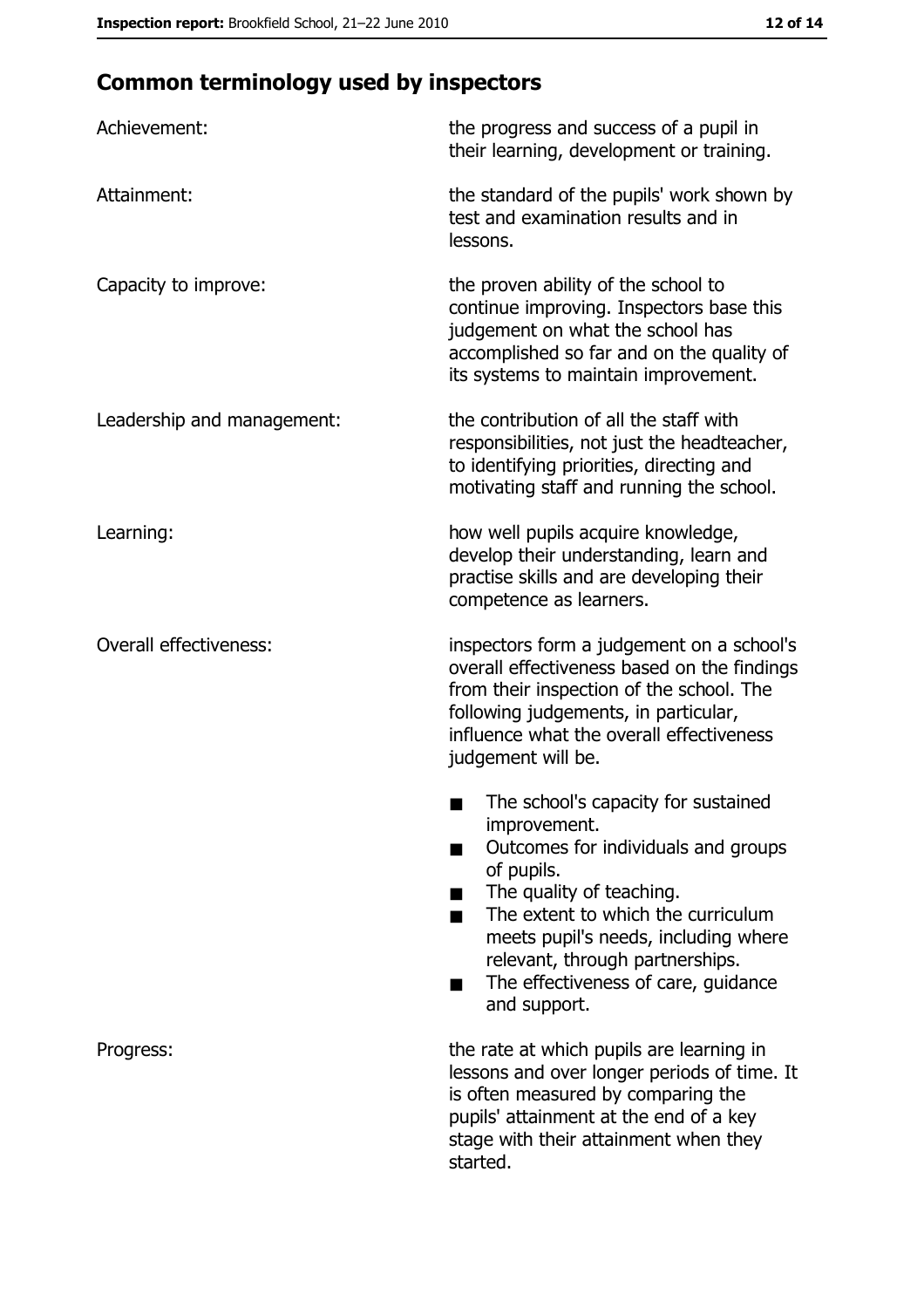## Common terminology used by inspectors

| | |
|---|---|
| Achievement: | the progress and success of a pupil in their learning, development or training. |
| Attainment: | the standard of the pupils' work shown by test and examination results and in lessons. |
| Capacity to improve: | the proven ability of the school to continue improving. Inspectors base this judgement on what the school has accomplished so far and on the quality of its systems to maintain improvement. |
| Leadership and management: | the contribution of all the staff with responsibilities, not just the headteacher, to identifying priorities, directing and motivating staff and running the school. |
| Learning: | how well pupils acquire knowledge, develop their understanding, learn and practise skills and are developing their competence as learners. |
| Overall effectiveness: | inspectors form a judgement on a school's overall effectiveness based on the findings from their inspection of the school. The following judgements, in particular, influence what the overall effectiveness judgement will be. <br>■ The school's capacity for sustained improvement.<br>■ Outcomes for individuals and groups of pupils.<br>■ The quality of teaching.<br>■ The extent to which the curriculum meets pupil's needs, including where relevant, through partnerships.<br>■ The effectiveness of care, guidance and support. |
| Progress: | the rate at which pupils are learning in lessons and over longer periods of time. It is often measured by comparing the pupils' attainment at the end of a key stage with their attainment when they started. |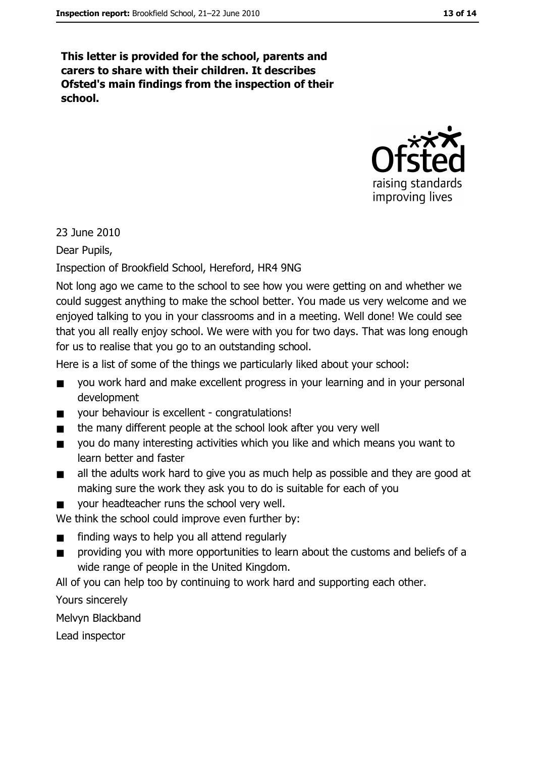**This letter is provided for the school, parents and carers to share with their children. It describes Ofsted's main findings from the inspection of their school.**

23 June 2010

Dear Pupils,

Inspection of Brookfield School, Hereford, HR4 9NG

Not long ago we came to the school to see how you were getting on and whether we could suggest anything to make the school better. You made us very welcome and we enjoyed talking to you in your classrooms and in a meeting. Well done! We could see that you all really enjoy school. We were with you for two days. That was long enough for us to realise that you go to an outstanding school.

Here is a list of some of the things we particularly liked about your school:

- you work hard and make excellent progress in your learning and in your personal development
- your behaviour is excellent - congratulations!
- the many different people at the school look after you very well
- you do many interesting activities which you like and which means you want to learn better and faster
- all the adults work hard to give you as much help as possible and they are good at making sure the work they ask you to do is suitable for each of you
- your headteacher runs the school very well.

We think the school could improve even further by:

- finding ways to help you all attend regularly
- providing you with more opportunities to learn about the customs and beliefs of a wide range of people in the United Kingdom.

All of you can help too by continuing to work hard and supporting each other.

Yours sincerely

Melvyn Blackband

Lead inspector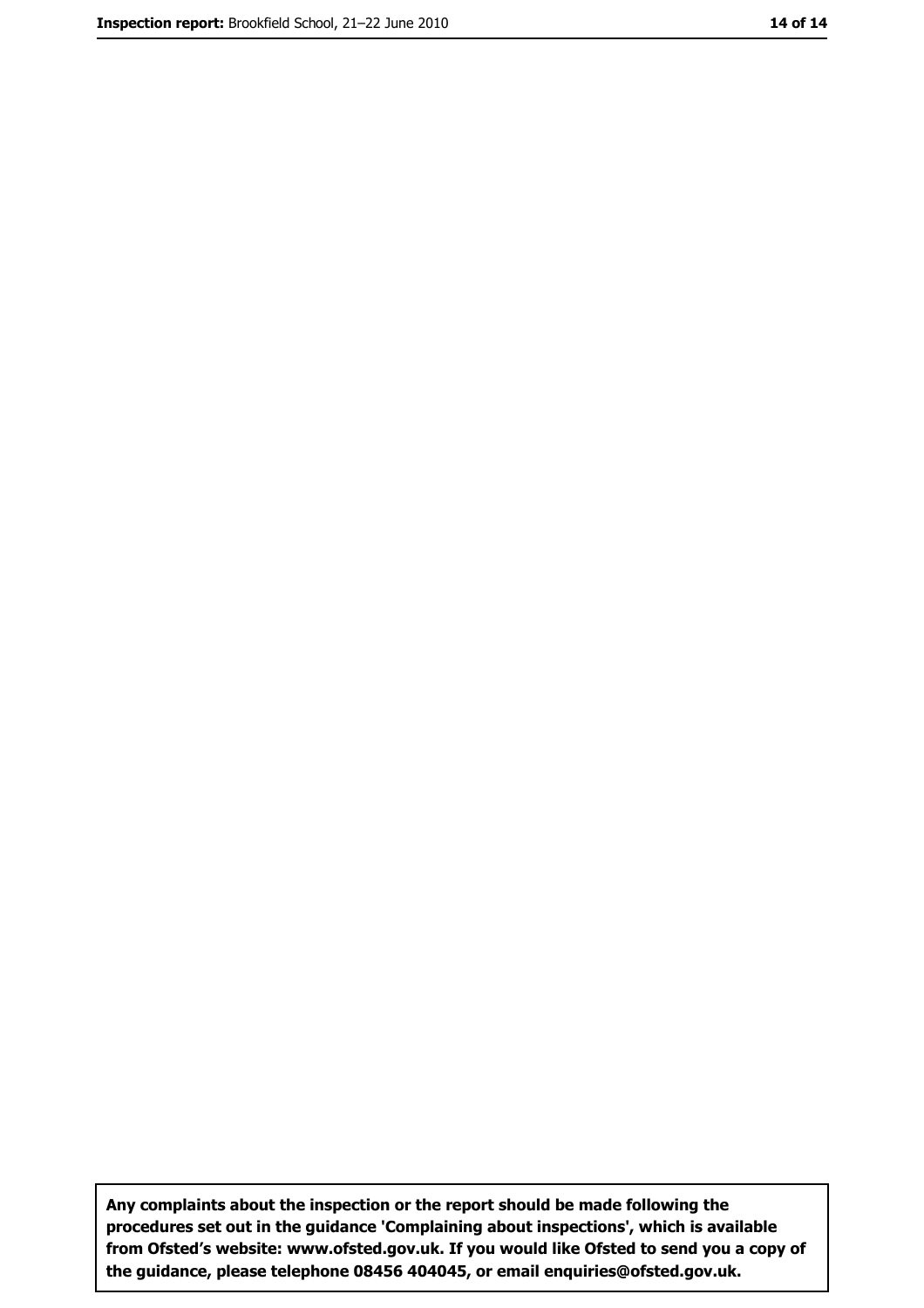**Any complaints about the inspection or the report should be made following the procedures set out in the guidance 'Complaining about inspections', which is available from Ofsted's website: www.ofsted.gov.uk. If you would like Ofsted to send you a copy of the guidance, please telephone 08456 404045, or email enquiries@ofsted.gov.uk.**